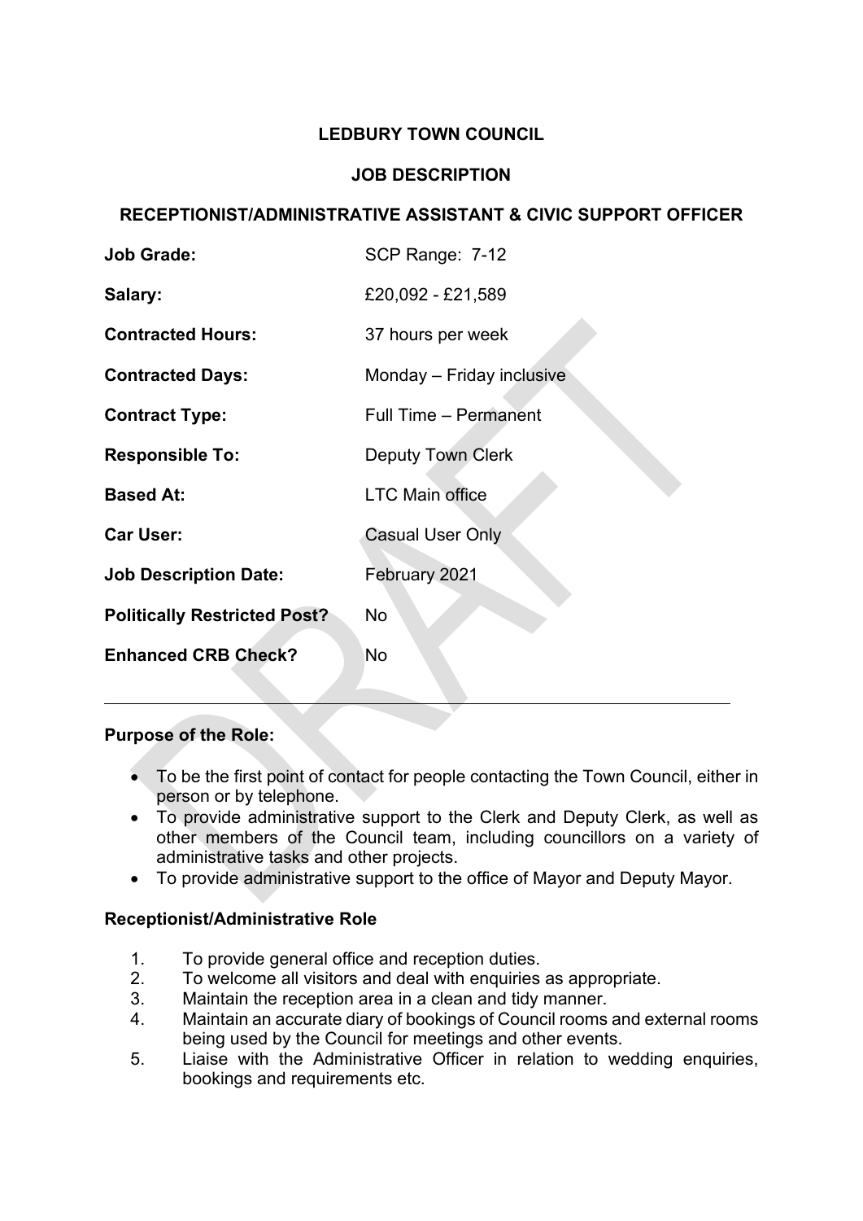# LEDBURY TOWN COUNCIL

## JOB DESCRIPTION

## RECEPTIONIST/ADMINISTRATIVE ASSISTANT & CIVIC SUPPORT OFFICER

| | |
|---|---|
| **Job Grade:** | SCP Range: 7-12 |
| **Salary:** | £20,092 - £21,589 |
| **Contracted Hours:** | 37 hours per week |
| **Contracted Days:** | Monday – Friday inclusive |
| **Contract Type:** | Full Time – Permanent |
| **Responsible To:** | Deputy Town Clerk |
| **Based At:** | LTC Main office |
| **Car User:** | Casual User Only |
| **Job Description Date:** | February 2021 |
| **Politically Restricted Post?** | No |
| **Enhanced CRB Check?** | No |

---

**Purpose of the Role:**

- To be the first point of contact for people contacting the Town Council, either in person or by telephone.
- To provide administrative support to the Clerk and Deputy Clerk, as well as other members of the Council team, including councillors on a variety of administrative tasks and other projects.
- To provide administrative support to the office of Mayor and Deputy Mayor.

**Receptionist/Administrative Role**

1. To provide general office and reception duties.
2. To welcome all visitors and deal with enquiries as appropriate.
3. Maintain the reception area in a clean and tidy manner.
4. Maintain an accurate diary of bookings of Council rooms and external rooms being used by the Council for meetings and other events.
5. Liaise with the Administrative Officer in relation to wedding enquiries, bookings and requirements etc.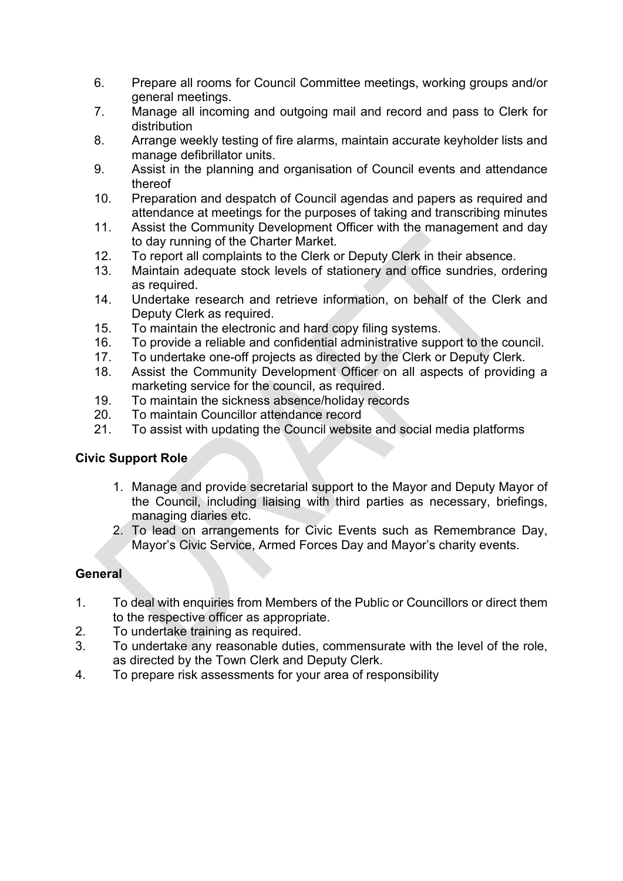6. Prepare all rooms for Council Committee meetings, working groups and/or general meetings.
7. Manage all incoming and outgoing mail and record and pass to Clerk for distribution
8. Arrange weekly testing of fire alarms, maintain accurate keyholder lists and manage defibrillator units.
9. Assist in the planning and organisation of Council events and attendance thereof
10. Preparation and despatch of Council agendas and papers as required and attendance at meetings for the purposes of taking and transcribing minutes
11. Assist the Community Development Officer with the management and day to day running of the Charter Market.
12. To report all complaints to the Clerk or Deputy Clerk in their absence.
13. Maintain adequate stock levels of stationery and office sundries, ordering as required.
14. Undertake research and retrieve information, on behalf of the Clerk and Deputy Clerk as required.
15. To maintain the electronic and hard copy filing systems.
16. To provide a reliable and confidential administrative support to the council.
17. To undertake one-off projects as directed by the Clerk or Deputy Clerk.
18. Assist the Community Development Officer on all aspects of providing a marketing service for the council, as required.
19. To maintain the sickness absence/holiday records
20. To maintain Councillor attendance record
21. To assist with updating the Council website and social media platforms

**Civic Support Role**

1. Manage and provide secretarial support to the Mayor and Deputy Mayor of the Council, including liaising with third parties as necessary, briefings, managing diaries etc.
2. To lead on arrangements for Civic Events such as Remembrance Day, Mayor's Civic Service, Armed Forces Day and Mayor's charity events.

**General**

1. To deal with enquiries from Members of the Public or Councillors or direct them to the respective officer as appropriate.
2. To undertake training as required.
3. To undertake any reasonable duties, commensurate with the level of the role, as directed by the Town Clerk and Deputy Clerk.
4. To prepare risk assessments for your area of responsibility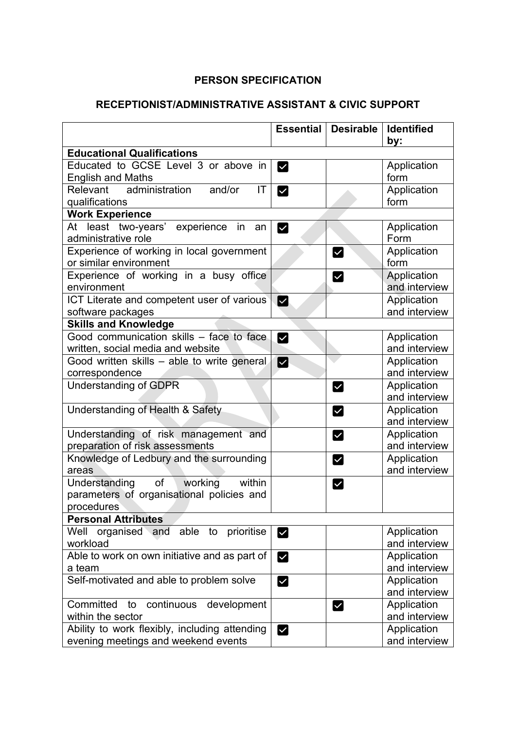**PERSON SPECIFICATION**

**RECEPTIONIST/ADMINISTRATIVE ASSISTANT & CIVIC SUPPORT**

| | Essential | Desirable | Identified by: |
|---|---|---|---|
| **Educational Qualifications** | | | |
| Educated to GCSE Level 3 or above in English and Maths | ☑ | | Application form |
| Relevant administration and/or IT qualifications | ☑ | | Application form |
| **Work Experience** | | | |
| At least two-years' experience in an administrative role | ☑ | | Application Form |
| Experience of working in local government or similar environment | | ☑ | Application form |
| Experience of working in a busy office environment | | ☑ | Application and interview |
| ICT Literate and competent user of various software packages | ☑ | | Application and interview |
| **Skills and Knowledge** | | | |
| Good communication skills – face to face written, social media and website | ☑ | | Application and interview |
| Good written skills – able to write general correspondence | ☑ | | Application and interview |
| Understanding of GDPR | | ☑ | Application and interview |
| Understanding of Health & Safety | | ☑ | Application and interview |
| Understanding of risk management and preparation of risk assessments | | ☑ | Application and interview |
| Knowledge of Ledbury and the surrounding areas | | ☑ | Application and interview |
| Understanding of working within parameters of organisational policies and procedures | | ☑ | |
| **Personal Attributes** | | | |
| Well organised and able to prioritise workload | ☑ | | Application and interview |
| Able to work on own initiative and as part of a team | ☑ | | Application and interview |
| Self-motivated and able to problem solve | ☑ | | Application and interview |
| Committed to continuous development within the sector | | ☑ | Application and interview |
| Ability to work flexibly, including attending evening meetings and weekend events | ☑ | | Application and interview |